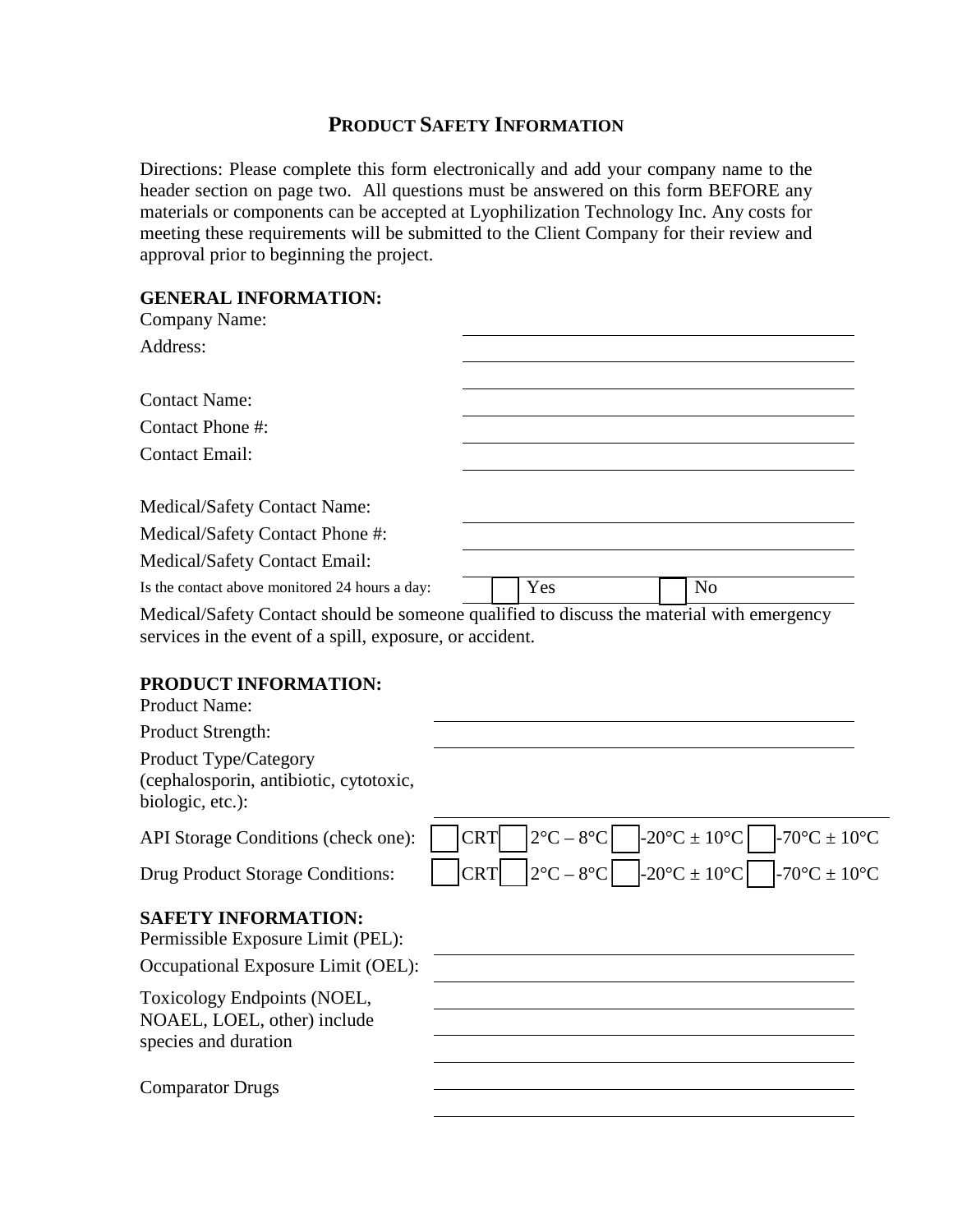## PRODUCT SAFETY INFORMATION

Directions: Please complete this form electronically and add your company name to the header section on page two. All questions must be answered on this form BEFORE any materials or components can be accepted at Lyophilization Technology Inc. Any costs for meeting these requirements will be submitted to the Client Company for their review and approval prior to beginning the project.

### GENERAL INFORMATION:

Company Name: ____________________

Address: ____________________

____________________

Contact Name: ____________________

Contact Phone #: ____________________

Contact Email: ____________________

Medical/Safety Contact Name: ____________________

Medical/Safety Contact Phone #: ____________________

Medical/Safety Contact Email: ____________________

Is the contact above monitored 24 hours a day: ☐ Yes ☐ No

Medical/Safety Contact should be someone qualified to discuss the material with emergency services in the event of a spill, exposure, or accident.

### PRODUCT INFORMATION:

Product Name: ____________________

Product Strength: ____________________

Product Type/Category (cephalosporin, antibiotic, cytotoxic, biologic, etc.): ____________________

API Storage Conditions (check one): ☐ CRT ☐ 2°C – 8°C ☐ -20°C ± 10°C ☐ -70°C ± 10°C

Drug Product Storage Conditions: ☐ CRT ☐ 2°C – 8°C ☐ -20°C ± 10°C ☐ -70°C ± 10°C

### SAFETY INFORMATION:

Permissible Exposure Limit (PEL): ____________________

Occupational Exposure Limit (OEL): ____________________

Toxicology Endpoints (NOEL, NOAEL, LOEL, other) include species and duration ____________________

____________________

____________________

Comparator Drugs ____________________

____________________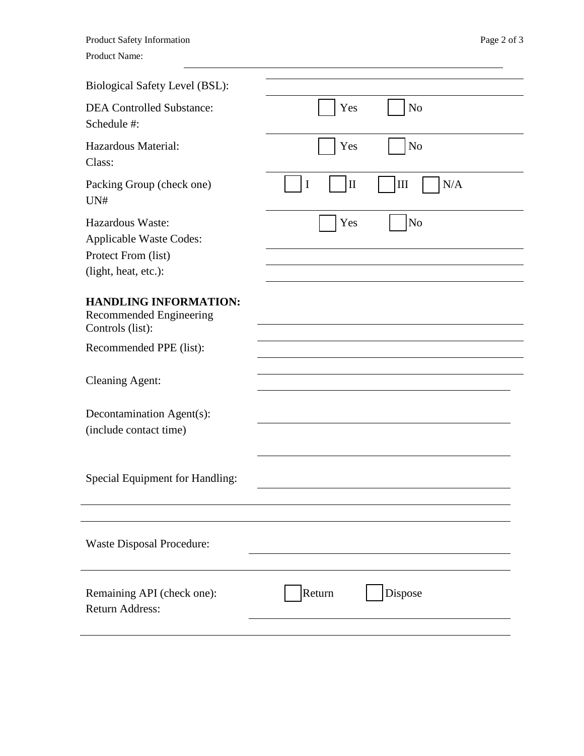Product Safety Information

Product Name: \_\_\_\_\_\_\_\_\_\_\_\_\_\_\_\_\_\_\_\_\_\_\_\_\_\_\_\_\_\_\_\_

Biological Safety Level (BSL): \_\_\_\_\_\_\_\_\_\_\_\_\_\_\_\_\_\_\_\_\_\_\_\_\_\_\_\_\_\_\_\_

DEA Controlled Substance: ☐ Yes ☐ No

Schedule #:

Hazardous Material: ☐ Yes ☐ No

Class:

Packing Group (check one) ☐ I ☐ II ☐ III ☐ N/A

UN#

Hazardous Waste: ☐ Yes ☐ No

Applicable Waste Codes: \_\_\_\_\_\_\_\_\_\_\_\_\_\_\_\_\_\_\_\_\_\_\_\_\_\_\_\_\_\_\_\_

Protect From (list) (light, heat, etc.): \_\_\_\_\_\_\_\_\_\_\_\_\_\_\_\_\_\_\_\_\_\_\_\_\_\_\_\_\_\_\_\_

**HANDLING INFORMATION:**

Recommended Engineering Controls (list): \_\_\_\_\_\_\_\_\_\_\_\_\_\_\_\_\_\_\_\_\_\_\_\_\_\_\_\_\_\_\_\_

Recommended PPE (list): \_\_\_\_\_\_\_\_\_\_\_\_\_\_\_\_\_\_\_\_\_\_\_\_\_\_\_\_\_\_\_\_

Cleaning Agent: \_\_\_\_\_\_\_\_\_\_\_\_\_\_\_\_\_\_\_\_\_\_\_\_\_\_\_\_\_\_\_\_

Decontamination Agent(s): (include contact time) \_\_\_\_\_\_\_\_\_\_\_\_\_\_\_\_\_\_\_\_\_\_\_\_\_\_\_\_\_\_\_\_

Special Equipment for Handling: \_\_\_\_\_\_\_\_\_\_\_\_\_\_\_\_\_\_\_\_\_\_\_\_\_\_\_\_\_\_\_\_

Waste Disposal Procedure: \_\_\_\_\_\_\_\_\_\_\_\_\_\_\_\_\_\_\_\_\_\_\_\_\_\_\_\_\_\_\_\_

Remaining API (check one): ☐ Return ☐ Dispose

Return Address: \_\_\_\_\_\_\_\_\_\_\_\_\_\_\_\_\_\_\_\_\_\_\_\_\_\_\_\_\_\_\_\_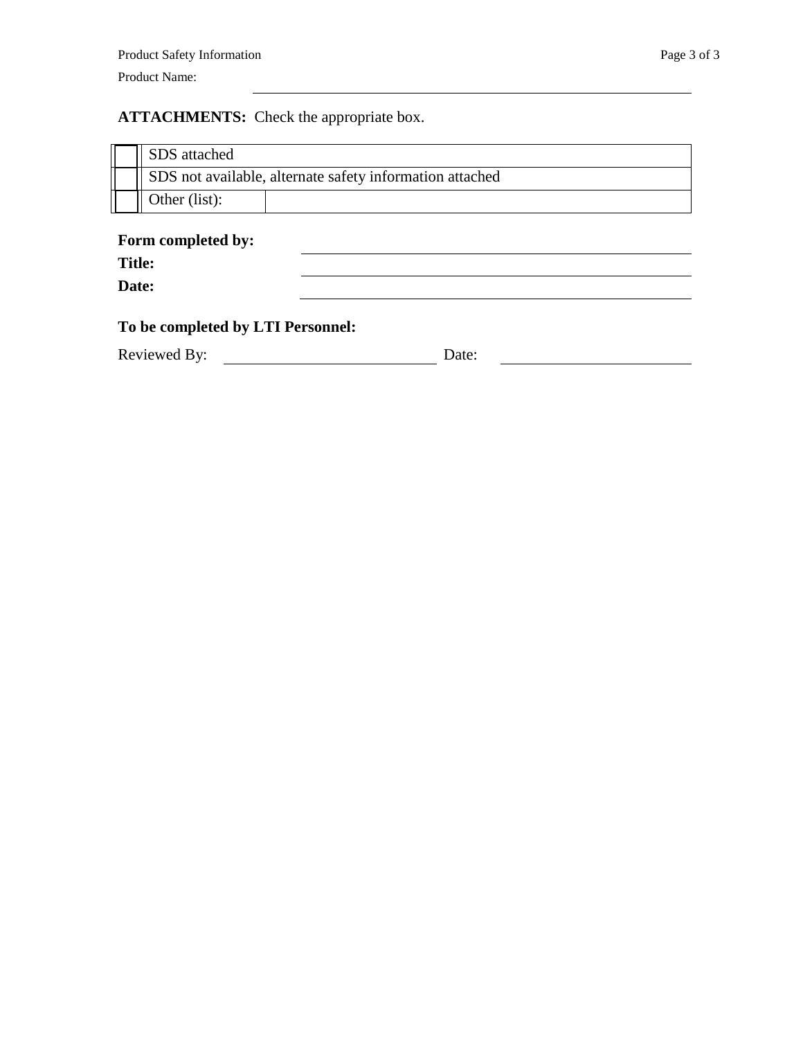Product Name:

**ATTACHMENTS:** Check the appropriate box.

| | | |
|---|---|---|
| ☐ | SDS attached | |
| ☐ | SDS not available, alternate safety information attached | |
| ☐ | Other (list): | |

**Form completed by:**

**Title:**

**Date:**

**To be completed by LTI Personnel:**

Reviewed By: Date: